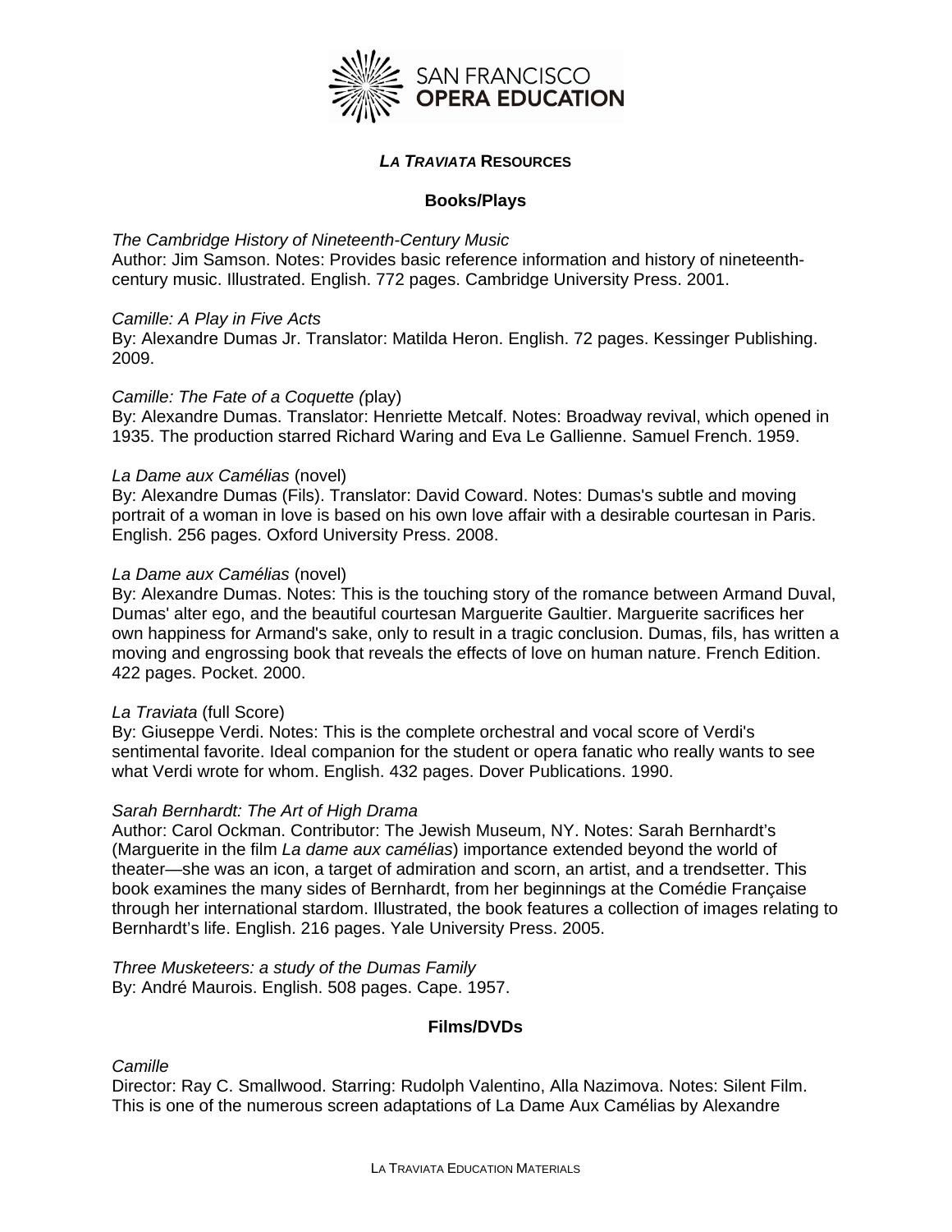SAN FRANCISCO OPERA EDUCATION

# *LA TRAVIATA* RESOURCES

## Books/Plays

*The Cambridge History of Nineteenth-Century Music*
Author: Jim Samson. Notes: Provides basic reference information and history of nineteenth-century music. Illustrated. English. 772 pages. Cambridge University Press. 2001.

*Camille: A Play in Five Acts*
By: Alexandre Dumas Jr. Translator: Matilda Heron. English. 72 pages. Kessinger Publishing. 2009.

*Camille: The Fate of a Coquette (*play)
By: Alexandre Dumas. Translator: Henriette Metcalf. Notes: Broadway revival, which opened in 1935. The production starred Richard Waring and Eva Le Gallienne. Samuel French. 1959.

*La Dame aux Camélias* (novel)
By: Alexandre Dumas (Fils). Translator: David Coward. Notes: Dumas's subtle and moving portrait of a woman in love is based on his own love affair with a desirable courtesan in Paris. English. 256 pages. Oxford University Press. 2008.

*La Dame aux Camélias* (novel)
By: Alexandre Dumas. Notes: This is the touching story of the romance between Armand Duval, Dumas' alter ego, and the beautiful courtesan Marguerite Gaultier. Marguerite sacrifices her own happiness for Armand's sake, only to result in a tragic conclusion. Dumas, fils, has written a moving and engrossing book that reveals the effects of love on human nature. French Edition. 422 pages. Pocket. 2000.

*La Traviata* (full Score)
By: Giuseppe Verdi. Notes: This is the complete orchestral and vocal score of Verdi's sentimental favorite. Ideal companion for the student or opera fanatic who really wants to see what Verdi wrote for whom. English. 432 pages. Dover Publications. 1990.

*Sarah Bernhardt: The Art of High Drama*
Author: Carol Ockman. Contributor: The Jewish Museum, NY. Notes: Sarah Bernhardt's (Marguerite in the film *La dame aux camélias*) importance extended beyond the world of theater—she was an icon, a target of admiration and scorn, an artist, and a trendsetter. This book examines the many sides of Bernhardt, from her beginnings at the Comédie Française through her international stardom. Illustrated, the book features a collection of images relating to Bernhardt's life. English. 216 pages. Yale University Press. 2005.

*Three Musketeers: a study of the Dumas Family*
By: André Maurois. English. 508 pages. Cape. 1957.

## Films/DVDs

*Camille*
Director: Ray C. Smallwood. Starring: Rudolph Valentino, Alla Nazimova. Notes: Silent Film. This is one of the numerous screen adaptations of La Dame Aux Camélias by Alexandre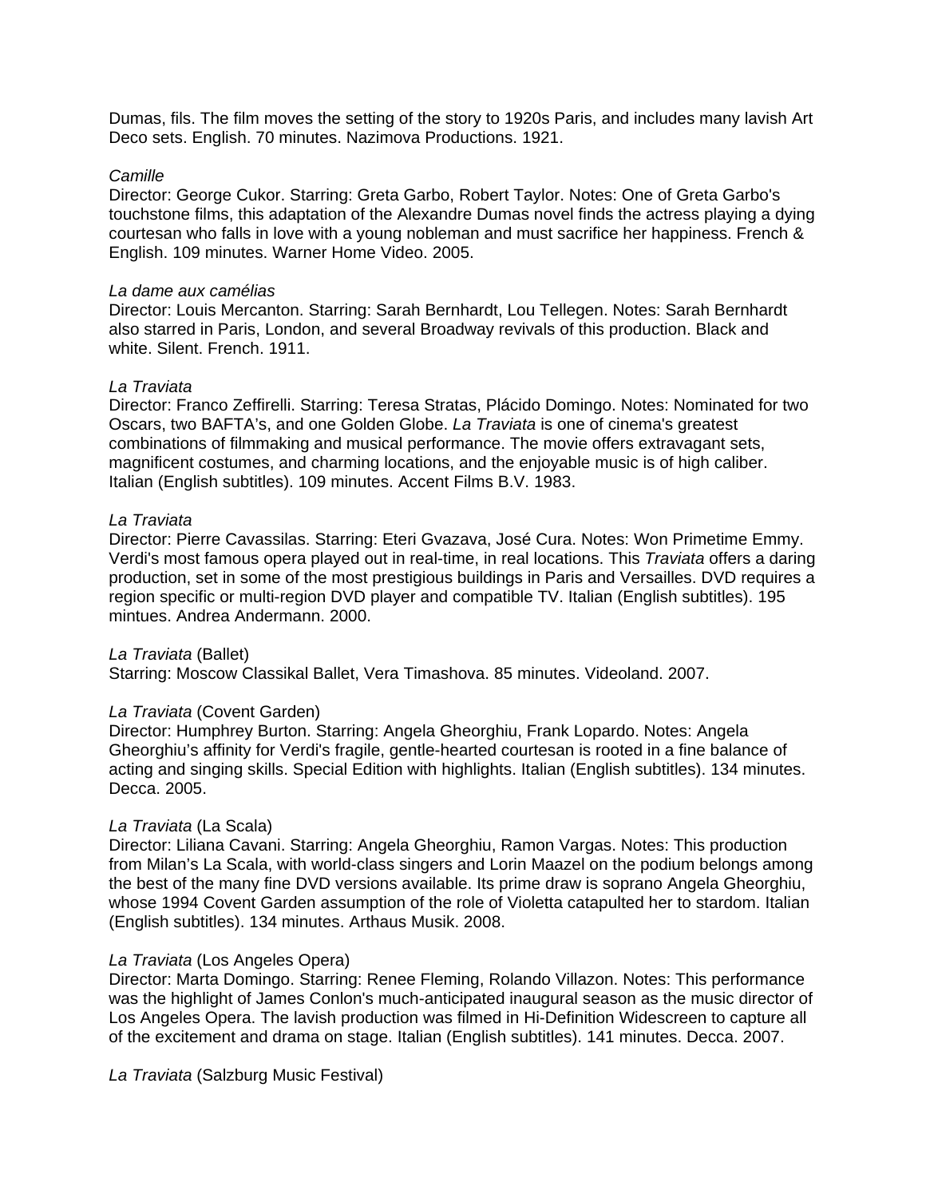Dumas, fils. The film moves the setting of the story to 1920s Paris, and includes many lavish Art Deco sets. English. 70 minutes. Nazimova Productions. 1921.

*Camille*
Director: George Cukor. Starring: Greta Garbo, Robert Taylor. Notes: One of Greta Garbo's touchstone films, this adaptation of the Alexandre Dumas novel finds the actress playing a dying courtesan who falls in love with a young nobleman and must sacrifice her happiness. French & English. 109 minutes. Warner Home Video. 2005.

*La dame aux camélias*
Director: Louis Mercanton. Starring: Sarah Bernhardt, Lou Tellegen. Notes: Sarah Bernhardt also starred in Paris, London, and several Broadway revivals of this production. Black and white. Silent. French. 1911.

*La Traviata*
Director: Franco Zeffirelli. Starring: Teresa Stratas, Plácido Domingo. Notes: Nominated for two Oscars, two BAFTA's, and one Golden Globe. *La Traviata* is one of cinema's greatest combinations of filmmaking and musical performance. The movie offers extravagant sets, magnificent costumes, and charming locations, and the enjoyable music is of high caliber. Italian (English subtitles). 109 minutes. Accent Films B.V. 1983.

*La Traviata*
Director: Pierre Cavassilas. Starring: Eteri Gvazava, José Cura. Notes: Won Primetime Emmy. Verdi's most famous opera played out in real-time, in real locations. This *Traviata* offers a daring production, set in some of the most prestigious buildings in Paris and Versailles. DVD requires a region specific or multi-region DVD player and compatible TV. Italian (English subtitles). 195 mintues. Andrea Andermann. 2000.

*La Traviata* (Ballet)
Starring: Moscow Classikal Ballet, Vera Timashova. 85 minutes. Videoland. 2007.

*La Traviata* (Covent Garden)
Director: Humphrey Burton. Starring: Angela Gheorghiu, Frank Lopardo. Notes: Angela Gheorghiu's affinity for Verdi's fragile, gentle-hearted courtesan is rooted in a fine balance of acting and singing skills. Special Edition with highlights. Italian (English subtitles). 134 minutes. Decca. 2005.

*La Traviata* (La Scala)
Director: Liliana Cavani. Starring: Angela Gheorghiu, Ramon Vargas. Notes: This production from Milan's La Scala, with world-class singers and Lorin Maazel on the podium belongs among the best of the many fine DVD versions available. Its prime draw is soprano Angela Gheorghiu, whose 1994 Covent Garden assumption of the role of Violetta catapulted her to stardom. Italian (English subtitles). 134 minutes. Arthaus Musik. 2008.

*La Traviata* (Los Angeles Opera)
Director: Marta Domingo. Starring: Renee Fleming, Rolando Villazon. Notes: This performance was the highlight of James Conlon's much-anticipated inaugural season as the music director of Los Angeles Opera. The lavish production was filmed in Hi-Definition Widescreen to capture all of the excitement and drama on stage. Italian (English subtitles). 141 minutes. Decca. 2007.

*La Traviata* (Salzburg Music Festival)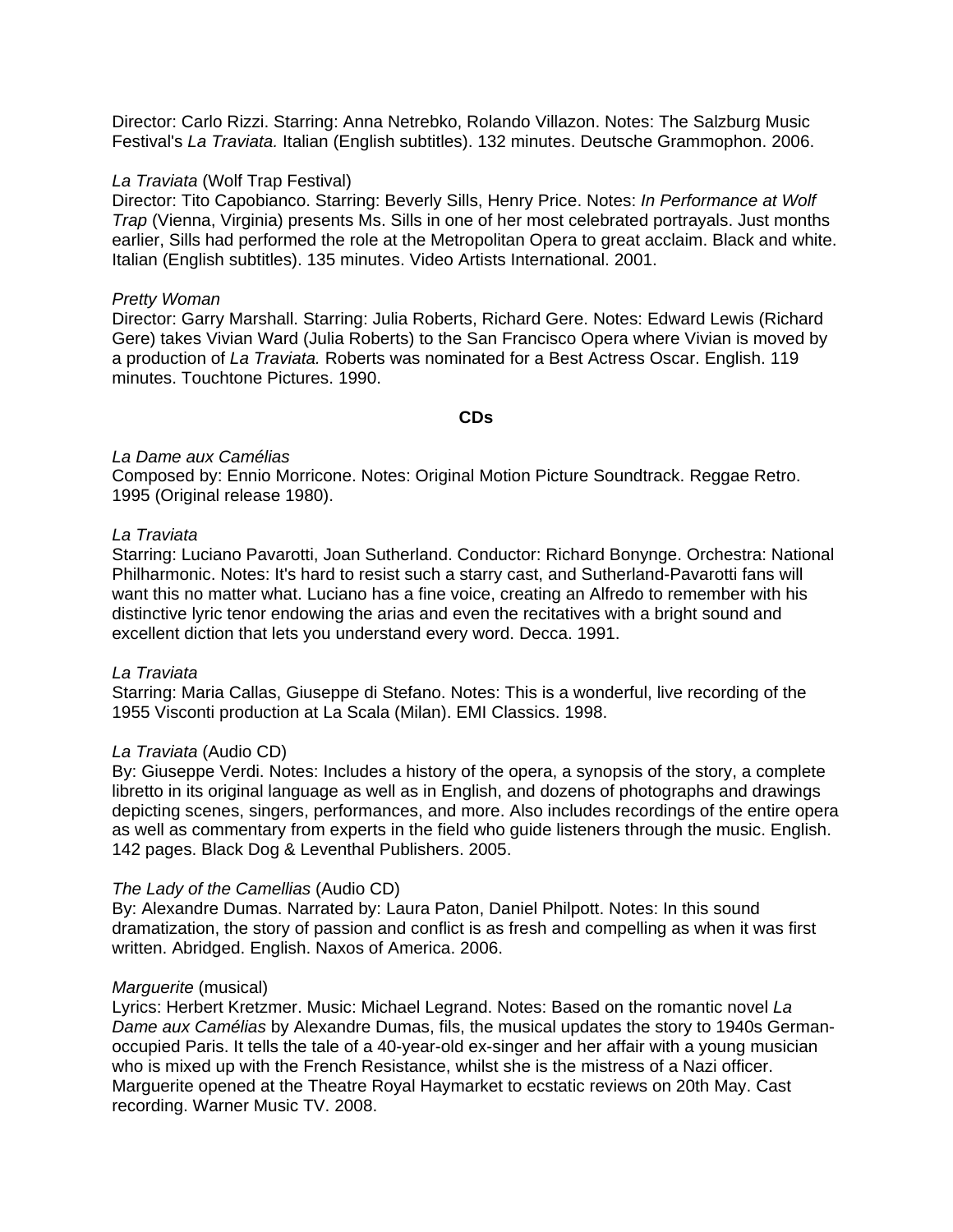Director: Carlo Rizzi. Starring: Anna Netrebko, Rolando Villazon. Notes: The Salzburg Music Festival's *La Traviata.* Italian (English subtitles). 132 minutes. Deutsche Grammophon. 2006.

*La Traviata* (Wolf Trap Festival)
Director: Tito Capobianco. Starring: Beverly Sills, Henry Price. Notes: *In Performance at Wolf Trap* (Vienna, Virginia) presents Ms. Sills in one of her most celebrated portrayals. Just months earlier, Sills had performed the role at the Metropolitan Opera to great acclaim. Black and white. Italian (English subtitles). 135 minutes. Video Artists International. 2001.

*Pretty Woman*
Director: Garry Marshall. Starring: Julia Roberts, Richard Gere. Notes: Edward Lewis (Richard Gere) takes Vivian Ward (Julia Roberts) to the San Francisco Opera where Vivian is moved by a production of *La Traviata.* Roberts was nominated for a Best Actress Oscar. English. 119 minutes. Touchtone Pictures. 1990.

**CDs**

*La Dame aux Camélias*
Composed by: Ennio Morricone. Notes: Original Motion Picture Soundtrack. Reggae Retro. 1995 (Original release 1980).

*La Traviata*
Starring: Luciano Pavarotti, Joan Sutherland. Conductor: Richard Bonynge. Orchestra: National Philharmonic. Notes: It's hard to resist such a starry cast, and Sutherland-Pavarotti fans will want this no matter what. Luciano has a fine voice, creating an Alfredo to remember with his distinctive lyric tenor endowing the arias and even the recitatives with a bright sound and excellent diction that lets you understand every word. Decca. 1991.

*La Traviata*
Starring: Maria Callas, Giuseppe di Stefano. Notes: This is a wonderful, live recording of the 1955 Visconti production at La Scala (Milan). EMI Classics. 1998.

*La Traviata* (Audio CD)
By: Giuseppe Verdi. Notes: Includes a history of the opera, a synopsis of the story, a complete libretto in its original language as well as in English, and dozens of photographs and drawings depicting scenes, singers, performances, and more. Also includes recordings of the entire opera as well as commentary from experts in the field who guide listeners through the music. English. 142 pages. Black Dog & Leventhal Publishers. 2005.

*The Lady of the Camellias* (Audio CD)
By: Alexandre Dumas. Narrated by: Laura Paton, Daniel Philpott. Notes: In this sound dramatization, the story of passion and conflict is as fresh and compelling as when it was first written. Abridged. English. Naxos of America. 2006.

*Marguerite* (musical)
Lyrics: Herbert Kretzmer. Music: Michael Legrand. Notes: Based on the romantic novel *La Dame aux Camélias* by Alexandre Dumas, fils, the musical updates the story to 1940s German-occupied Paris. It tells the tale of a 40-year-old ex-singer and her affair with a young musician who is mixed up with the French Resistance, whilst she is the mistress of a Nazi officer. Marguerite opened at the Theatre Royal Haymarket to ecstatic reviews on 20th May. Cast recording. Warner Music TV. 2008.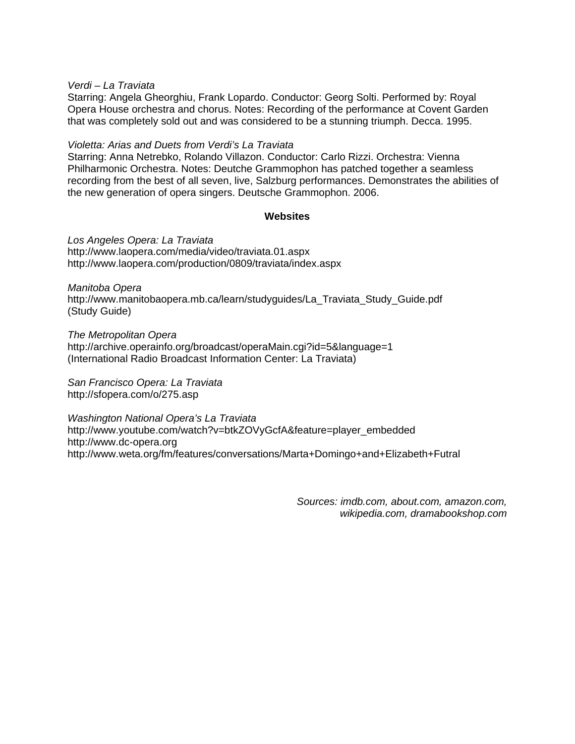*Verdi – La Traviata*
Starring: Angela Gheorghiu, Frank Lopardo. Conductor: Georg Solti. Performed by: Royal Opera House orchestra and chorus. Notes: Recording of the performance at Covent Garden that was completely sold out and was considered to be a stunning triumph. Decca. 1995.

*Violetta: Arias and Duets from Verdi's La Traviata*
Starring: Anna Netrebko, Rolando Villazon. Conductor: Carlo Rizzi. Orchestra: Vienna Philharmonic Orchestra. Notes: Deutche Grammophon has patched together a seamless recording from the best of all seven, live, Salzburg performances. Demonstrates the abilities of the new generation of opera singers. Deutsche Grammophon. 2006.

**Websites**

*Los Angeles Opera: La Traviata*
http://www.laopera.com/media/video/traviata.01.aspx
http://www.laopera.com/production/0809/traviata/index.aspx

*Manitoba Opera*
http://www.manitobaopera.mb.ca/learn/studyguides/La_Traviata_Study_Guide.pdf
(Study Guide)

*The Metropolitan Opera*
http://archive.operainfo.org/broadcast/operaMain.cgi?id=5&language=1
(International Radio Broadcast Information Center: La Traviata)

*San Francisco Opera: La Traviata*
http://sfopera.com/o/275.asp

*Washington National Opera's La Traviata*
http://www.youtube.com/watch?v=btkZOVyGcfA&feature=player_embedded
http://www.dc-opera.org
http://www.weta.org/fm/features/conversations/Marta+Domingo+and+Elizabeth+Futral

*Sources: imdb.com, about.com, amazon.com, wikipedia.com, dramabookshop.com*